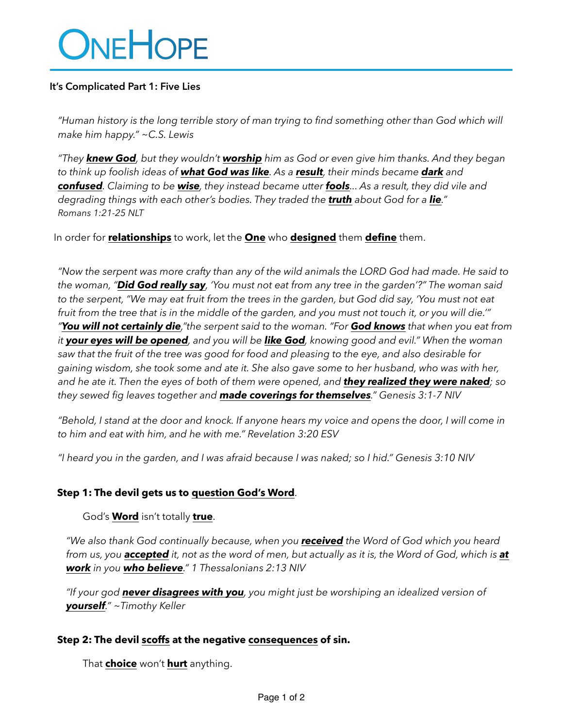# ONEHOPE

**It's Complicated Part 1: Five Lies**

*"Human history is the long terrible story of man trying to find something other than God which will make him happy." ~C.S. Lewis*

*"They **knew God**, but they wouldn't **worship** him as God or even give him thanks. And they began to think up foolish ideas of **what God was like**. As a **result**, their minds became **dark** and **confused**. Claiming to be **wise**, they instead became utter **fools**… As a result, they did vile and degrading things with each other's bodies. They traded the **truth** about God for a **lie**." Romans 1:21-25 NLT*

In order for **relationships** to work, let the **One** who **designed** them **define** them.

*"Now the serpent was more crafty than any of the wild animals the LORD God had made. He said to the woman, "**Did God really say**, 'You must not eat from any tree in the garden'?" The woman said to the serpent, "We may eat fruit from the trees in the garden, but God did say, 'You must not eat fruit from the tree that is in the middle of the garden, and you must not touch it, or you will die.'" "**You will not certainly die**,"the serpent said to the woman. "For **God knows** that when you eat from it **your eyes will be opened**, and you will be **like God**, knowing good and evil." When the woman saw that the fruit of the tree was good for food and pleasing to the eye, and also desirable for gaining wisdom, she took some and ate it. She also gave some to her husband, who was with her, and he ate it. Then the eyes of both of them were opened, and **they realized they were naked**; so they sewed fig leaves together and **made coverings for themselves**." Genesis 3:1-7 NIV*

*"Behold, I stand at the door and knock. If anyone hears my voice and opens the door, I will come in to him and eat with him, and he with me." Revelation 3:20 ESV*

*"I heard you in the garden, and I was afraid because I was naked; so I hid." Genesis 3:10 NIV*

**Step 1: The devil gets us to question God's Word.**

God's **Word** isn't totally **true**.

*"We also thank God continually because, when you **received** the Word of God which you heard from us, you **accepted** it, not as the word of men, but actually as it is, the Word of God, which is **at work** in you **who believe**." 1 Thessalonians 2:13 NIV*

*"If your god **never disagrees with you**, you might just be worshiping an idealized version of **yourself**." ~Timothy Keller*

**Step 2: The devil scoffs at the negative consequences of sin.**

That **choice** won't **hurt** anything.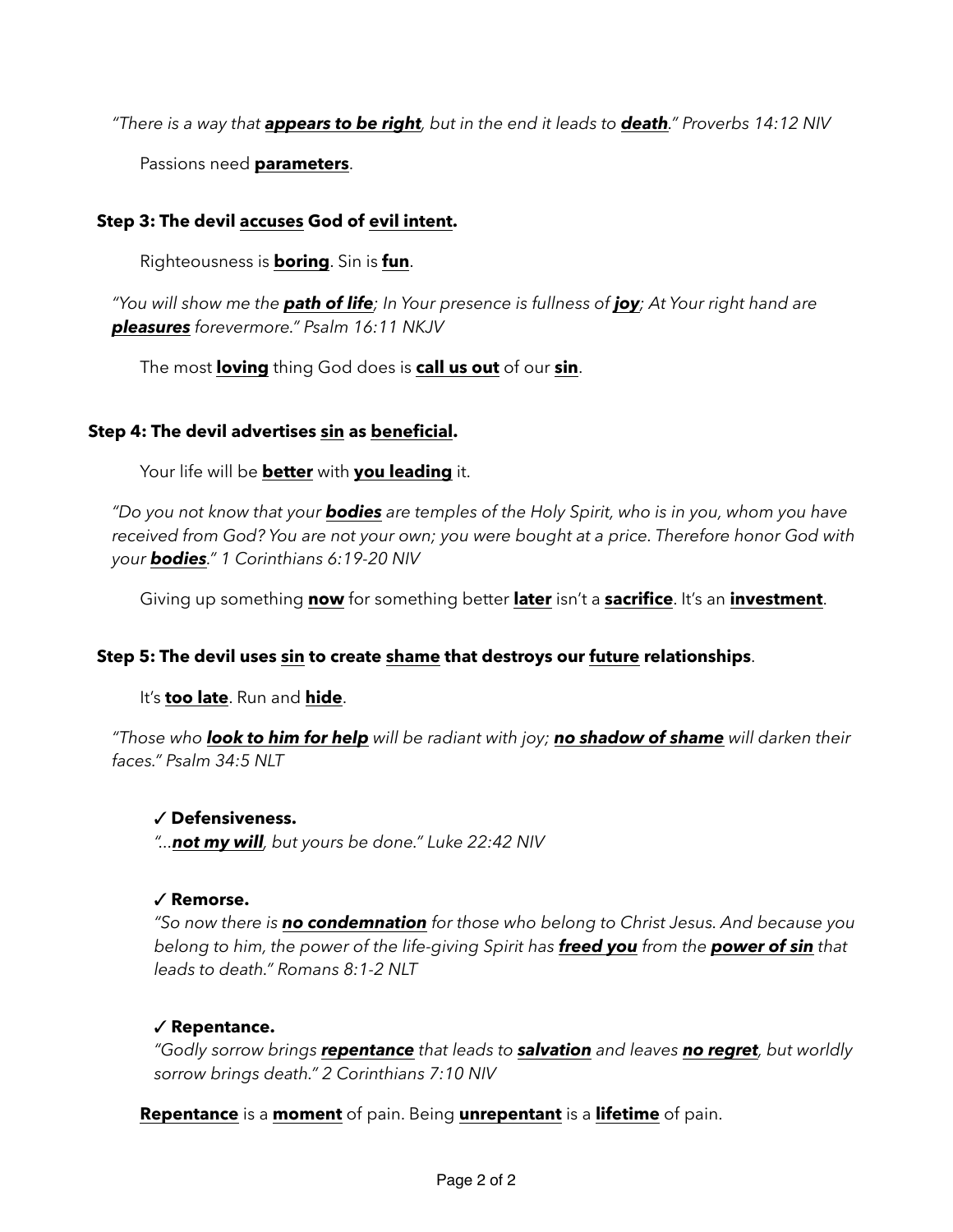*"There is a way that **appears to be right**, but in the end it leads to **death**." Proverbs 14:12 NIV*

Passions need **parameters**.

**Step 3: The devil accuses God of evil intent.**

Righteousness is **boring**. Sin is **fun**.

*"You will show me the **path of life**; In Your presence is fullness of **joy**; At Your right hand are **pleasures** forevermore." Psalm 16:11 NKJV*

The most **loving** thing God does is **call us out** of our **sin**.

**Step 4: The devil advertises sin as beneficial.**

Your life will be **better** with **you leading** it.

*"Do you not know that your **bodies** are temples of the Holy Spirit, who is in you, whom you have received from God? You are not your own; you were bought at a price. Therefore honor God with your **bodies**." 1 Corinthians 6:19-20 NIV*

Giving up something **now** for something better **later** isn't a **sacrifice**. It's an **investment**.

**Step 5: The devil uses sin to create shame that destroys our future relationships**.

It's **too late**. Run and **hide**.

*"Those who **look to him for help** will be radiant with joy; **no shadow of shame** will darken their faces." Psalm 34:5 NLT*

✓ **Defensiveness.**
*"...**not my will**, but yours be done." Luke 22:42 NIV*

✓ **Remorse.**
*"So now there is **no condemnation** for those who belong to Christ Jesus. And because you belong to him, the power of the life-giving Spirit has **freed you** from the **power of sin** that leads to death." Romans 8:1-2 NLT*

✓ **Repentance.**
*"Godly sorrow brings **repentance** that leads to **salvation** and leaves **no regret**, but worldly sorrow brings death." 2 Corinthians 7:10 NIV*

**Repentance** is a **moment** of pain. Being **unrepentant** is a **lifetime** of pain.